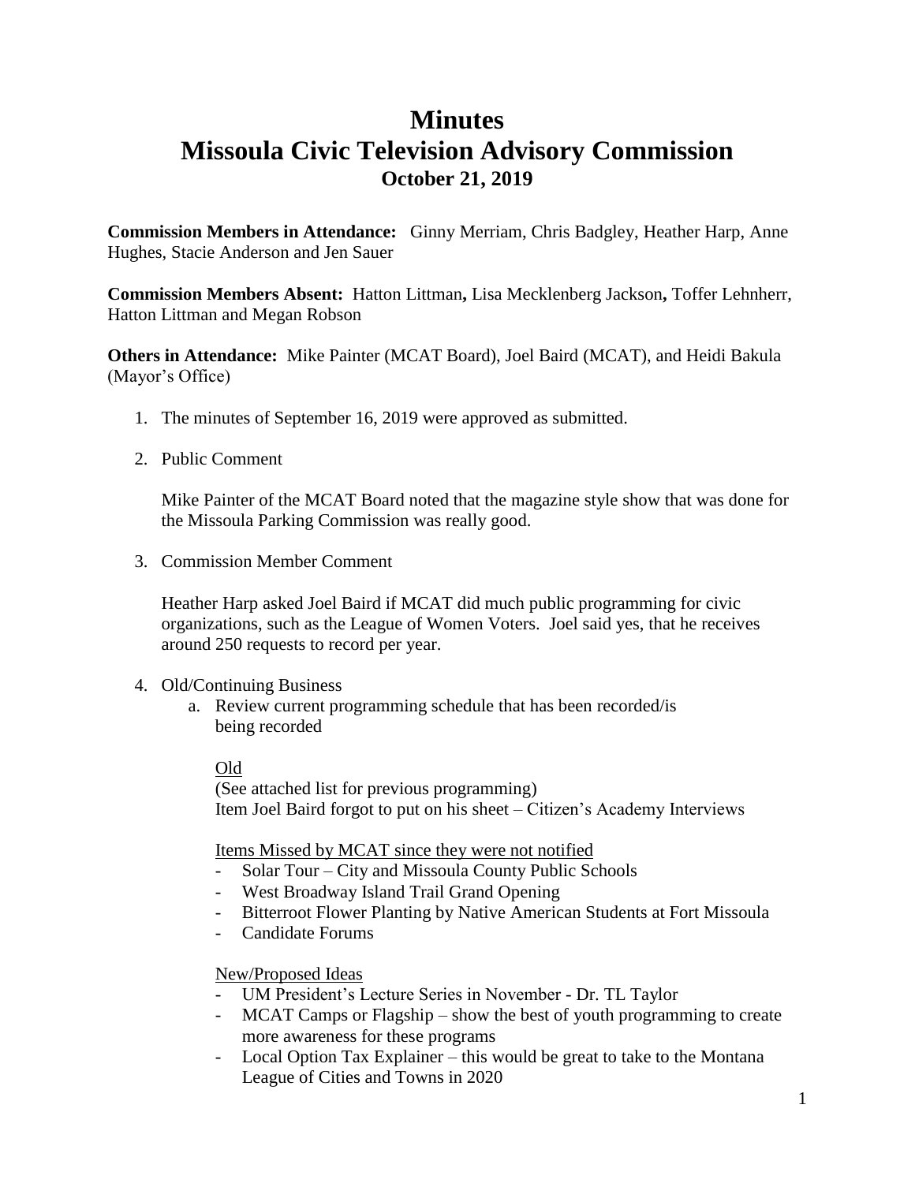# Minutes
# Missoula Civic Television Advisory Commission
### October 21, 2019

**Commission Members in Attendance:** Ginny Merriam, Chris Badgley, Heather Harp, Anne Hughes, Stacie Anderson and Jen Sauer

**Commission Members Absent:** Hatton Littman**,** Lisa Mecklenberg Jackson**,** Toffer Lehnherr, Hatton Littman and Megan Robson

**Others in Attendance:** Mike Painter (MCAT Board), Joel Baird (MCAT), and Heidi Bakula (Mayor's Office)

1. The minutes of September 16, 2019 were approved as submitted.

2. Public Comment

   Mike Painter of the MCAT Board noted that the magazine style show that was done for the Missoula Parking Commission was really good.

3. Commission Member Comment

   Heather Harp asked Joel Baird if MCAT did much public programming for civic organizations, such as the League of Women Voters. Joel said yes, that he receives around 250 requests to record per year.

4. Old/Continuing Business
   a. Review current programming schedule that has been recorded/is being recorded

      Old
      (See attached list for previous programming)
      Item Joel Baird forgot to put on his sheet – Citizen's Academy Interviews

      Items Missed by MCAT since they were not notified
      - Solar Tour – City and Missoula County Public Schools
      - West Broadway Island Trail Grand Opening
      - Bitterroot Flower Planting by Native American Students at Fort Missoula
      - Candidate Forums

      New/Proposed Ideas
      - UM President's Lecture Series in November - Dr. TL Taylor
      - MCAT Camps or Flagship – show the best of youth programming to create more awareness for these programs
      - Local Option Tax Explainer – this would be great to take to the Montana League of Cities and Towns in 2020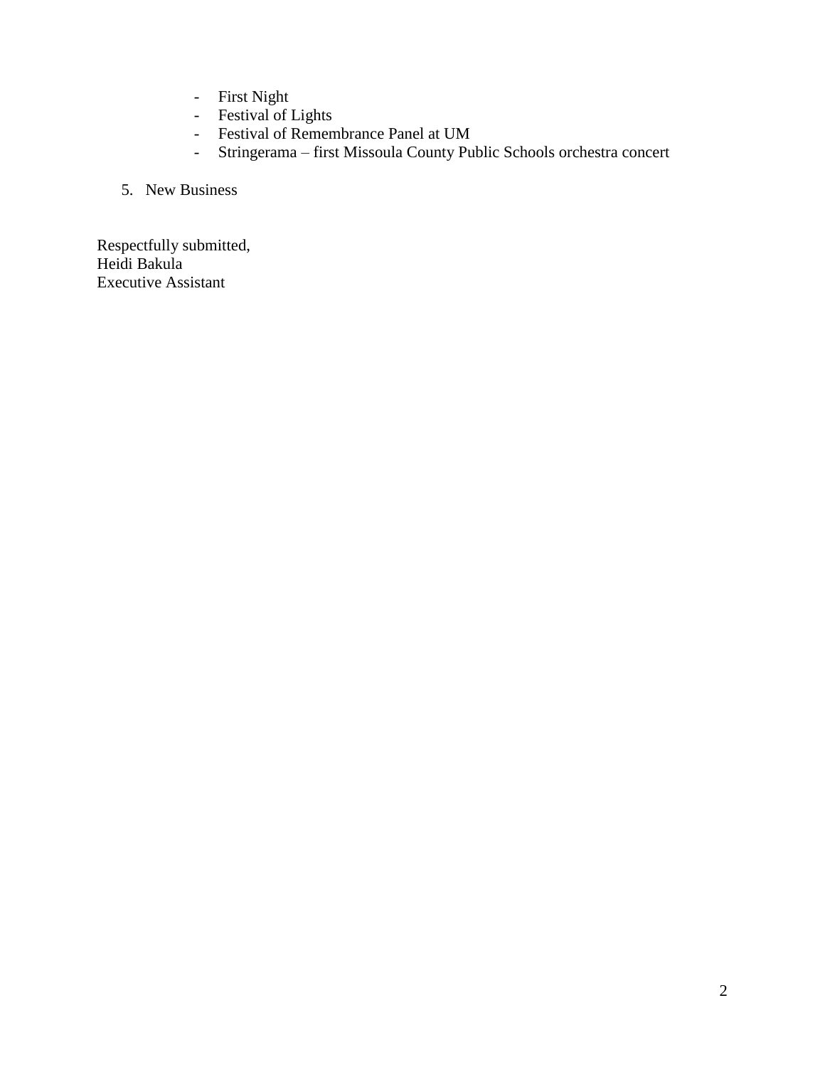- First Night
- Festival of Lights
- Festival of Remembrance Panel at UM
- Stringerama – first Missoula County Public Schools orchestra concert

5. New Business

Respectfully submitted,
Heidi Bakula
Executive Assistant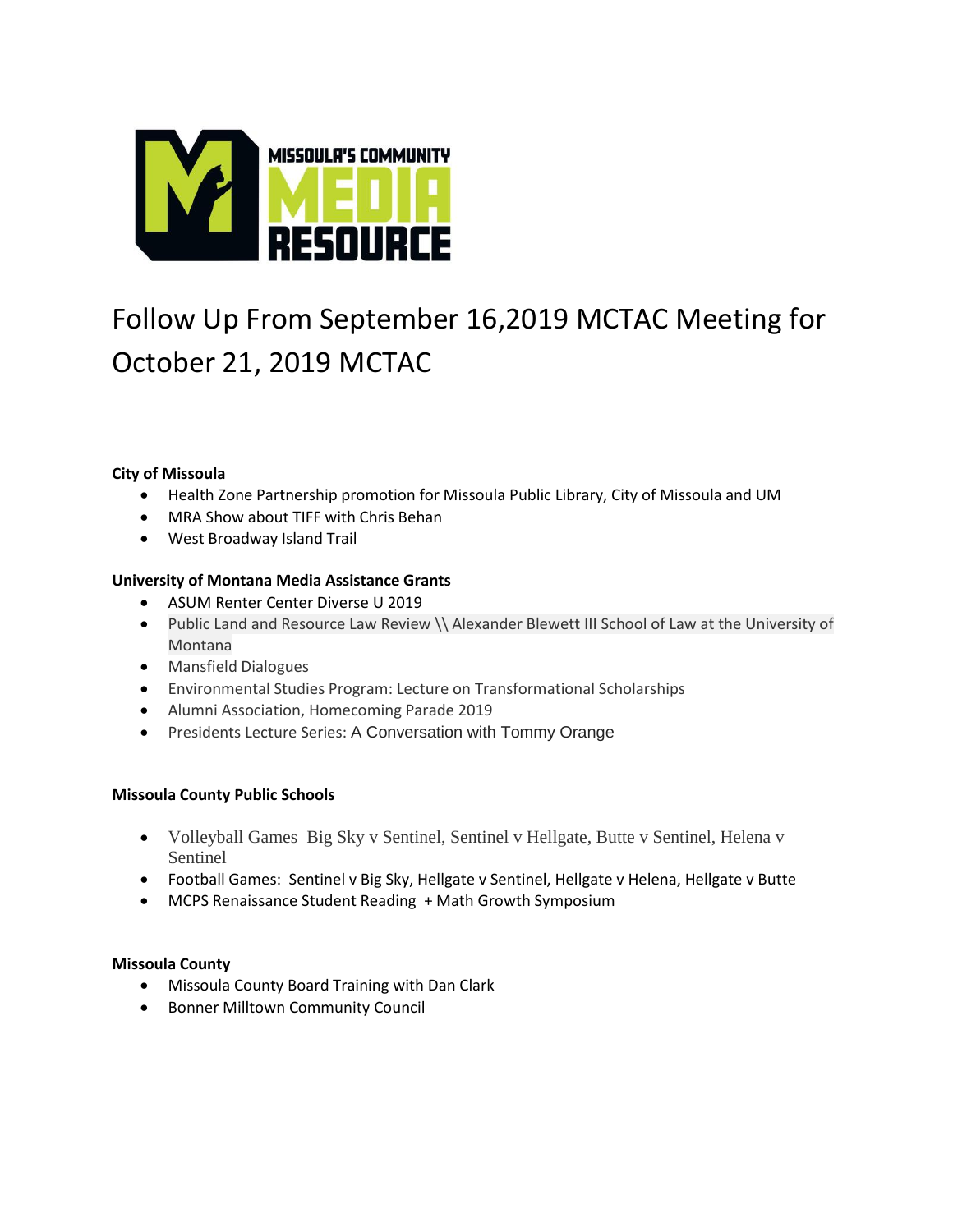# Follow Up From September 16,2019 MCTAC Meeting for October 21, 2019 MCTAC

**City of Missoula**

- Health Zone Partnership promotion for Missoula Public Library, City of Missoula and UM
- MRA Show about TIFF with Chris Behan
- West Broadway Island Trail

**University of Montana Media Assistance Grants**

- ASUM Renter Center Diverse U 2019
- Public Land and Resource Law Review \\ Alexander Blewett III School of Law at the University of Montana
- Mansfield Dialogues
- Environmental Studies Program: Lecture on Transformational Scholarships
- Alumni Association, Homecoming Parade 2019
- Presidents Lecture Series: A Conversation with Tommy Orange

**Missoula County Public Schools**

- Volleyball Games Big Sky v Sentinel, Sentinel v Hellgate, Butte v Sentinel, Helena v Sentinel
- Football Games: Sentinel v Big Sky, Hellgate v Sentinel, Hellgate v Helena, Hellgate v Butte
- MCPS Renaissance Student Reading + Math Growth Symposium

**Missoula County**

- Missoula County Board Training with Dan Clark
- Bonner Milltown Community Council